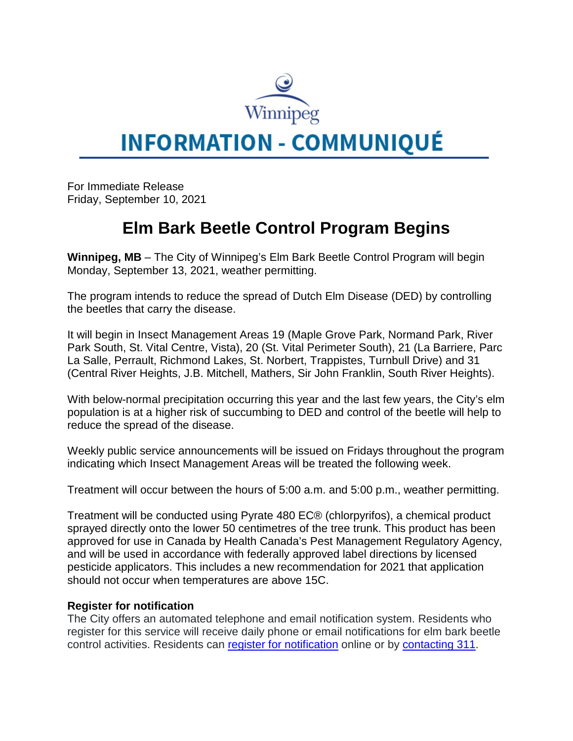Winnipeg

# INFORMATION - COMMUNIQUÉ

For Immediate Release
Friday, September 10, 2021

## Elm Bark Beetle Control Program Begins

**Winnipeg, MB** – The City of Winnipeg's Elm Bark Beetle Control Program will begin Monday, September 13, 2021, weather permitting.

The program intends to reduce the spread of Dutch Elm Disease (DED) by controlling the beetles that carry the disease.

It will begin in Insect Management Areas 19 (Maple Grove Park, Normand Park, River Park South, St. Vital Centre, Vista), 20 (St. Vital Perimeter South), 21 (La Barriere, Parc La Salle, Perrault, Richmond Lakes, St. Norbert, Trappistes, Turnbull Drive) and 31 (Central River Heights, J.B. Mitchell, Mathers, Sir John Franklin, South River Heights).

With below-normal precipitation occurring this year and the last few years, the City's elm population is at a higher risk of succumbing to DED and control of the beetle will help to reduce the spread of the disease.

Weekly public service announcements will be issued on Fridays throughout the program indicating which Insect Management Areas will be treated the following week.

Treatment will occur between the hours of 5:00 a.m. and 5:00 p.m., weather permitting.

Treatment will be conducted using Pyrate 480 EC® (chlorpyrifos), a chemical product sprayed directly onto the lower 50 centimetres of the tree trunk. This product has been approved for use in Canada by Health Canada's Pest Management Regulatory Agency, and will be used in accordance with federally approved label directions by licensed pesticide applicators. This includes a new recommendation for 2021 that application should not occur when temperatures are above 15C.

**Register for notification**

The City offers an automated telephone and email notification system. Residents who register for this service will receive daily phone or email notifications for elm bark beetle control activities. Residents can register for notification online or by contacting 311.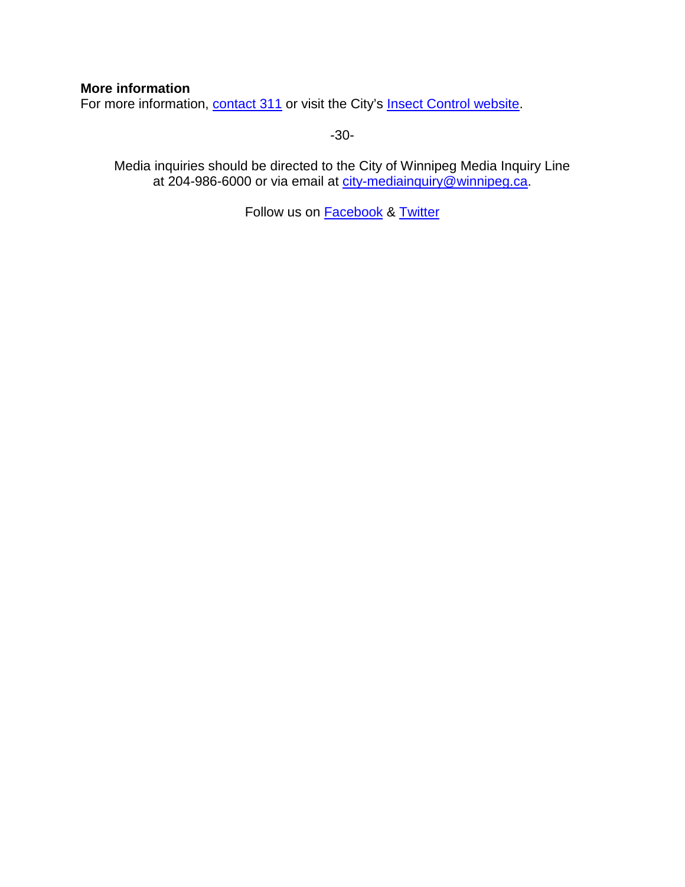**More information**

For more information, contact 311 or visit the City's Insect Control website.

-30-

Media inquiries should be directed to the City of Winnipeg Media Inquiry Line at 204-986-6000 or via email at city-mediainquiry@winnipeg.ca.

Follow us on Facebook & Twitter